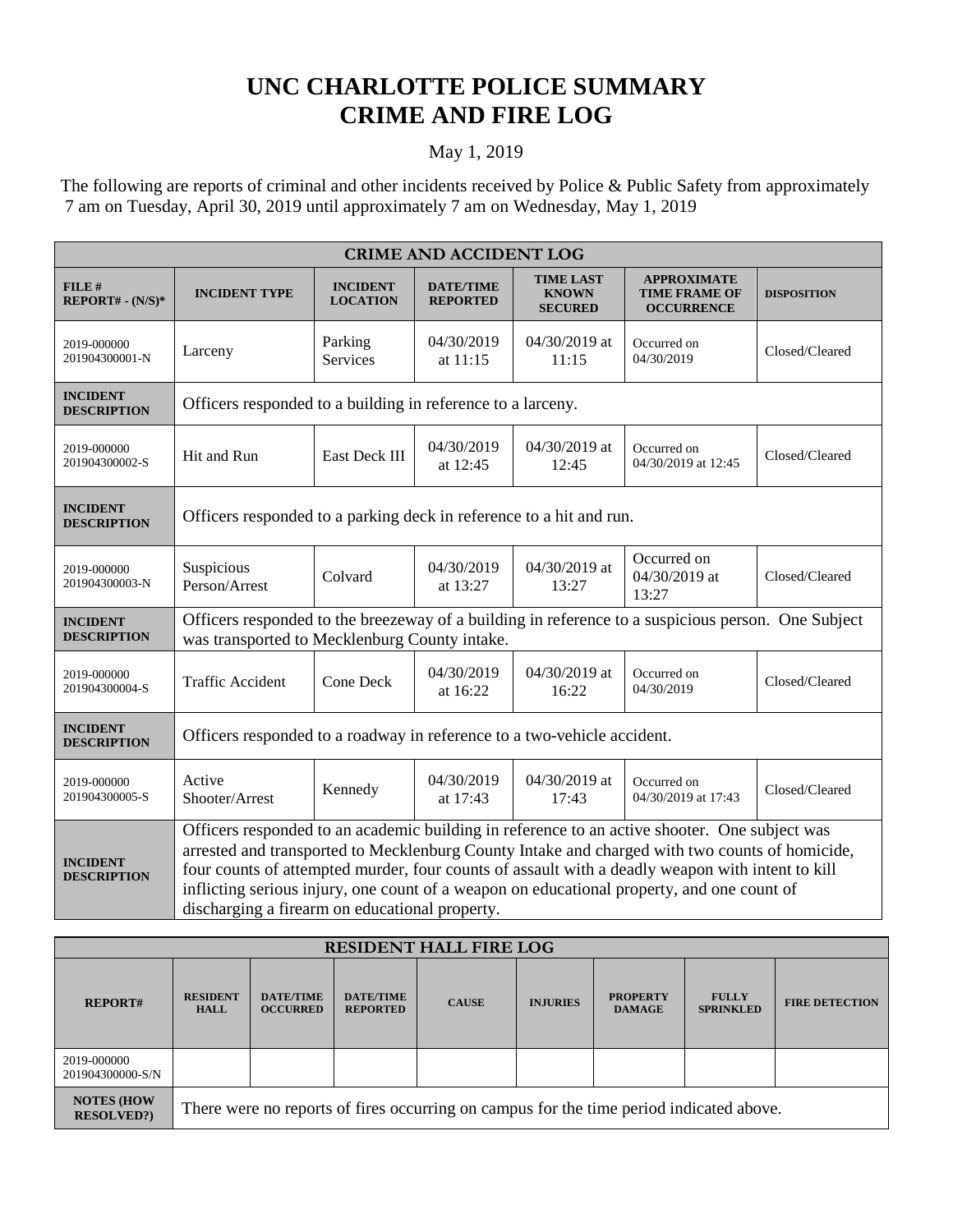# UNC CHARLOTTE POLICE SUMMARY
# CRIME AND FIRE LOG

May 1, 2019

The following are reports of criminal and other incidents received by Police & Public Safety from approximately 7 am on Tuesday, April 30, 2019 until approximately 7 am on Wednesday, May 1, 2019

| CRIME AND ACCIDENT LOG | | | | | | |
|---|---|---|---|---|---|---|
| **FILE # REPORT# - (N/S)*** | **INCIDENT TYPE** | **INCIDENT LOCATION** | **DATE/TIME REPORTED** | **TIME LAST KNOWN SECURED** | **APPROXIMATE TIME FRAME OF OCCURRENCE** | **DISPOSITION** |
| 2019-000000 201904300001-N | Larceny | Parking Services | 04/30/2019 at 11:15 | 04/30/2019 at 11:15 | Occurred on 04/30/2019 | Closed/Cleared |
| **INCIDENT DESCRIPTION** | Officers responded to a building in reference to a larceny. | | | | | |
| 2019-000000 201904300002-S | Hit and Run | East Deck III | 04/30/2019 at 12:45 | 04/30/2019 at 12:45 | Occurred on 04/30/2019 at 12:45 | Closed/Cleared |
| **INCIDENT DESCRIPTION** | Officers responded to a parking deck in reference to a hit and run. | | | | | |
| 2019-000000 201904300003-N | Suspicious Person/Arrest | Colvard | 04/30/2019 at 13:27 | 04/30/2019 at 13:27 | Occurred on 04/30/2019 at 13:27 | Closed/Cleared |
| **INCIDENT DESCRIPTION** | Officers responded to the breezeway of a building in reference to a suspicious person. One Subject was transported to Mecklenburg County intake. | | | | | |
| 2019-000000 201904300004-S | Traffic Accident | Cone Deck | 04/30/2019 at 16:22 | 04/30/2019 at 16:22 | Occurred on 04/30/2019 | Closed/Cleared |
| **INCIDENT DESCRIPTION** | Officers responded to a roadway in reference to a two-vehicle accident. | | | | | |
| 2019-000000 201904300005-S | Active Shooter/Arrest | Kennedy | 04/30/2019 at 17:43 | 04/30/2019 at 17:43 | Occurred on 04/30/2019 at 17:43 | Closed/Cleared |
| **INCIDENT DESCRIPTION** | Officers responded to an academic building in reference to an active shooter. One subject was arrested and transported to Mecklenburg County Intake and charged with two counts of homicide, four counts of attempted murder, four counts of assault with a deadly weapon with intent to kill inflicting serious injury, one count of a weapon on educational property, and one count of discharging a firearm on educational property. | | | | | |

| RESIDENT HALL FIRE LOG | | | | | | | | |
|---|---|---|---|---|---|---|---|---|
| **REPORT#** | **RESIDENT HALL** | **DATE/TIME OCCURRED** | **DATE/TIME REPORTED** | **CAUSE** | **INJURIES** | **PROPERTY DAMAGE** | **FULLY SPRINKLED** | **FIRE DETECTION** |
| 2019-000000 201904300000-S/N | | | | | | | | |
| **NOTES (HOW RESOLVED?)** | There were no reports of fires occurring on campus for the time period indicated above. | | | | | | | |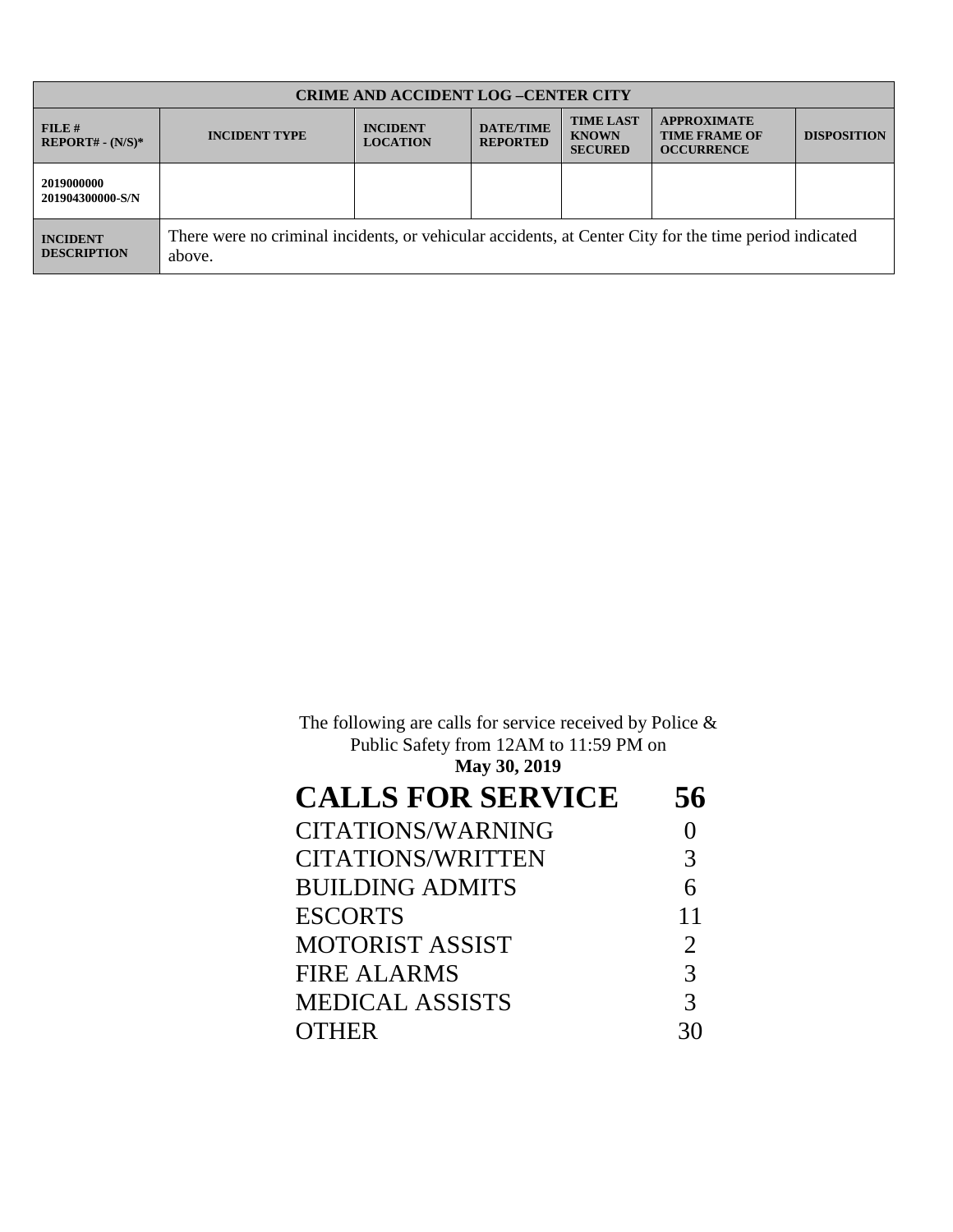| CRIME AND ACCIDENT LOG –CENTER CITY | | | | | | |
|---|---|---|---|---|---|---|
| **FILE # REPORT# - (N/S)*** | **INCIDENT TYPE** | **INCIDENT LOCATION** | **DATE/TIME REPORTED** | **TIME LAST KNOWN SECURED** | **APPROXIMATE TIME FRAME OF OCCURRENCE** | **DISPOSITION** |
| **2019000000 201904300000-S/N** | | | | | | |
| **INCIDENT DESCRIPTION** | There were no criminal incidents, or vehicular accidents, at Center City for the time period indicated above. | | | | | |

The following are calls for service received by Police & Public Safety from 12AM to 11:59 PM on

**May 30, 2019**

| | |
|---|---|
| **CALLS FOR SERVICE** | **56** |
| CITATIONS/WARNING | 0 |
| CITATIONS/WRITTEN | 3 |
| BUILDING ADMITS | 6 |
| ESCORTS | 11 |
| MOTORIST ASSIST | 2 |
| FIRE ALARMS | 3 |
| MEDICAL ASSISTS | 3 |
| OTHER | 30 |